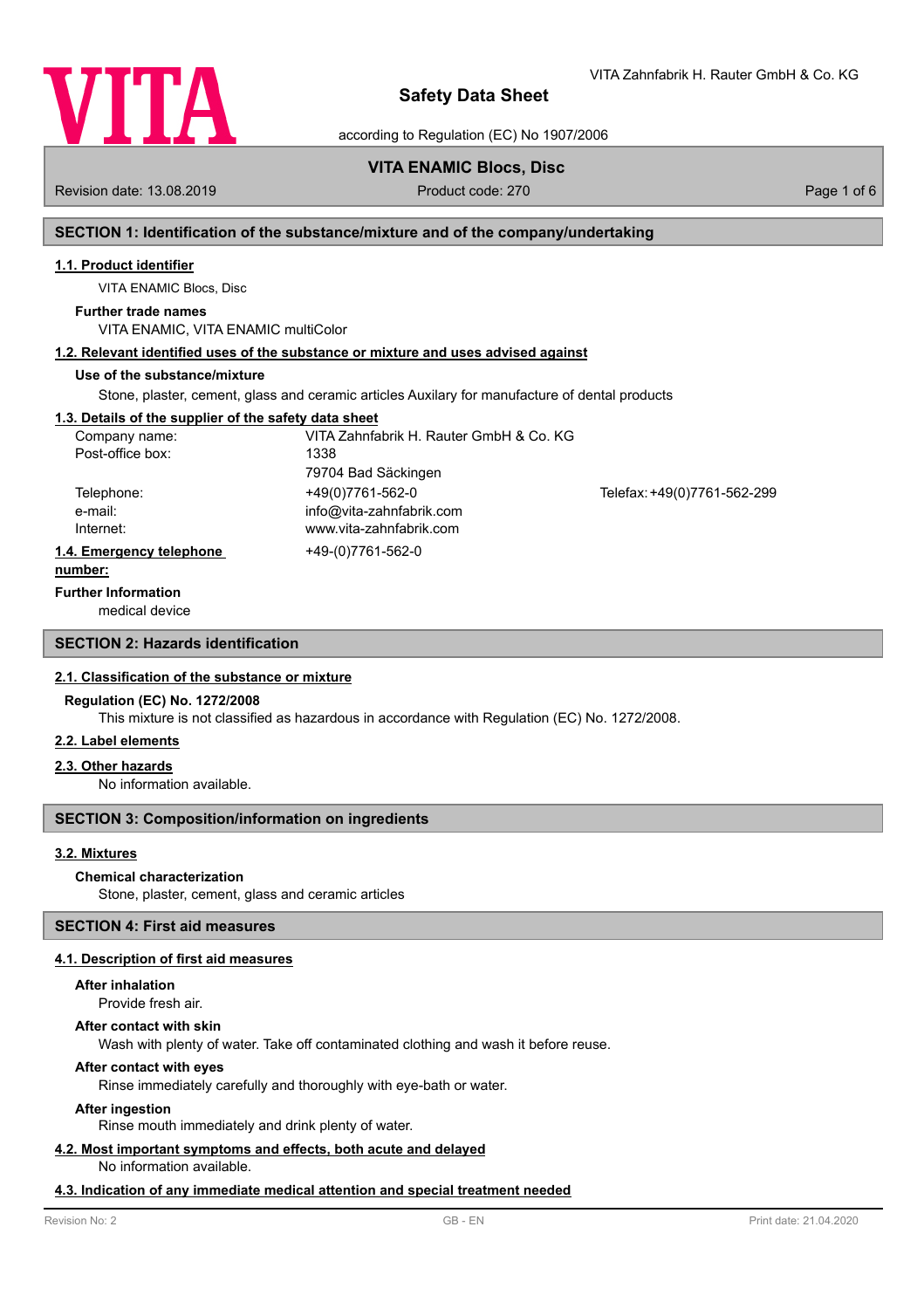# Safety Data Sheet

according to Regulation (EC) No 1907/2006

## VITA ENAMIC Blocs, Disc

Revision date: 13.08.2019 | Product code: 270

## SECTION 1: Identification of the substance/mixture and of the company/undertaking

### 1.1. Product identifier

VITA ENAMIC Blocs, Disc

**Further trade names**

VITA ENAMIC, VITA ENAMIC multiColor

### 1.2. Relevant identified uses of the substance or mixture and uses advised against

**Use of the substance/mixture**

Stone, plaster, cement, glass and ceramic articles Auxilary for manufacture of dental products

### 1.3. Details of the supplier of the safety data sheet

| | | |
|---|---|---|
| Company name: | VITA Zahnfabrik H. Rauter GmbH & Co. KG | |
| Post-office box: | 1338 | |
| | 79704 Bad Säckingen | |
| Telephone: | +49(0)7761-562-0 | Telefax: +49(0)7761-562-299 |
| e-mail: | info@vita-zahnfabrik.com | |
| Internet: | www.vita-zahnfabrik.com | |

### 1.4. Emergency telephone number:

+49-(0)7761-562-0

**Further Information**

medical device

## SECTION 2: Hazards identification

### 2.1. Classification of the substance or mixture

**Regulation (EC) No. 1272/2008**

This mixture is not classified as hazardous in accordance with Regulation (EC) No. 1272/2008.

### 2.2. Label elements

### 2.3. Other hazards

No information available.

## SECTION 3: Composition/information on ingredients

### 3.2. Mixtures

**Chemical characterization**

Stone, plaster, cement, glass and ceramic articles

## SECTION 4: First aid measures

### 4.1. Description of first aid measures

**After inhalation**

Provide fresh air.

**After contact with skin**

Wash with plenty of water. Take off contaminated clothing and wash it before reuse.

**After contact with eyes**

Rinse immediately carefully and thoroughly with eye-bath or water.

**After ingestion**

Rinse mouth immediately and drink plenty of water.

### 4.2. Most important symptoms and effects, both acute and delayed

No information available.

### 4.3. Indication of any immediate medical attention and special treatment needed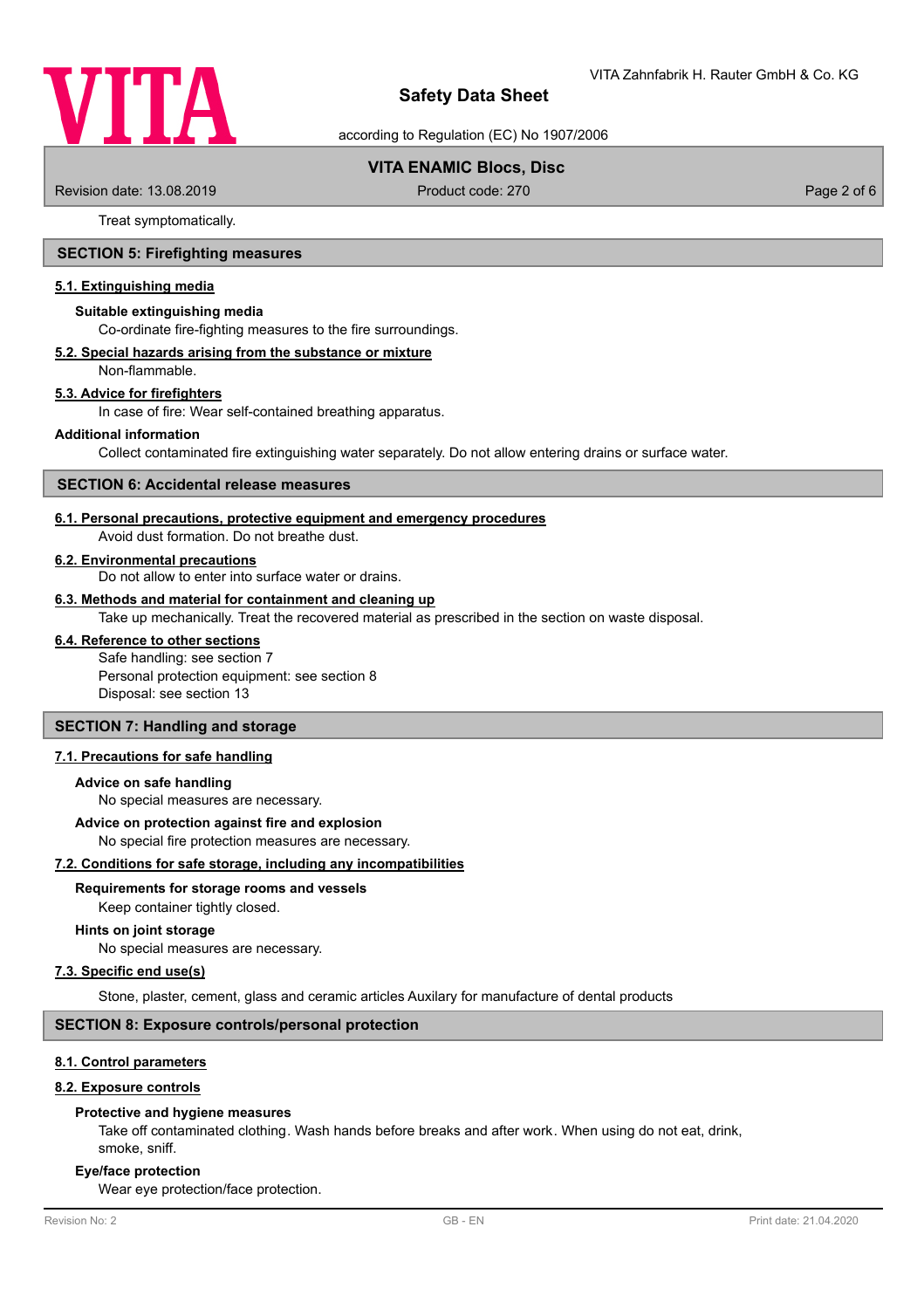Treat symptomatically.

## SECTION 5: Firefighting measures

### 5.1. Extinguishing media

**Suitable extinguishing media**

Co-ordinate fire-fighting measures to the fire surroundings.

### 5.2. Special hazards arising from the substance or mixture

Non-flammable.

### 5.3. Advice for firefighters

In case of fire: Wear self-contained breathing apparatus.

**Additional information**

Collect contaminated fire extinguishing water separately. Do not allow entering drains or surface water.

## SECTION 6: Accidental release measures

### 6.1. Personal precautions, protective equipment and emergency procedures

Avoid dust formation. Do not breathe dust.

### 6.2. Environmental precautions

Do not allow to enter into surface water or drains.

### 6.3. Methods and material for containment and cleaning up

Take up mechanically. Treat the recovered material as prescribed in the section on waste disposal.

### 6.4. Reference to other sections

Safe handling: see section 7
Personal protection equipment: see section 8
Disposal: see section 13

## SECTION 7: Handling and storage

### 7.1. Precautions for safe handling

**Advice on safe handling**

No special measures are necessary.

**Advice on protection against fire and explosion**

No special fire protection measures are necessary.

### 7.2. Conditions for safe storage, including any incompatibilities

**Requirements for storage rooms and vessels**

Keep container tightly closed.

**Hints on joint storage**

No special measures are necessary.

### 7.3. Specific end use(s)

Stone, plaster, cement, glass and ceramic articles Auxilary for manufacture of dental products

## SECTION 8: Exposure controls/personal protection

### 8.1. Control parameters

### 8.2. Exposure controls

**Protective and hygiene measures**

Take off contaminated clothing. Wash hands before breaks and after work. When using do not eat, drink, smoke, sniff.

**Eye/face protection**

Wear eye protection/face protection.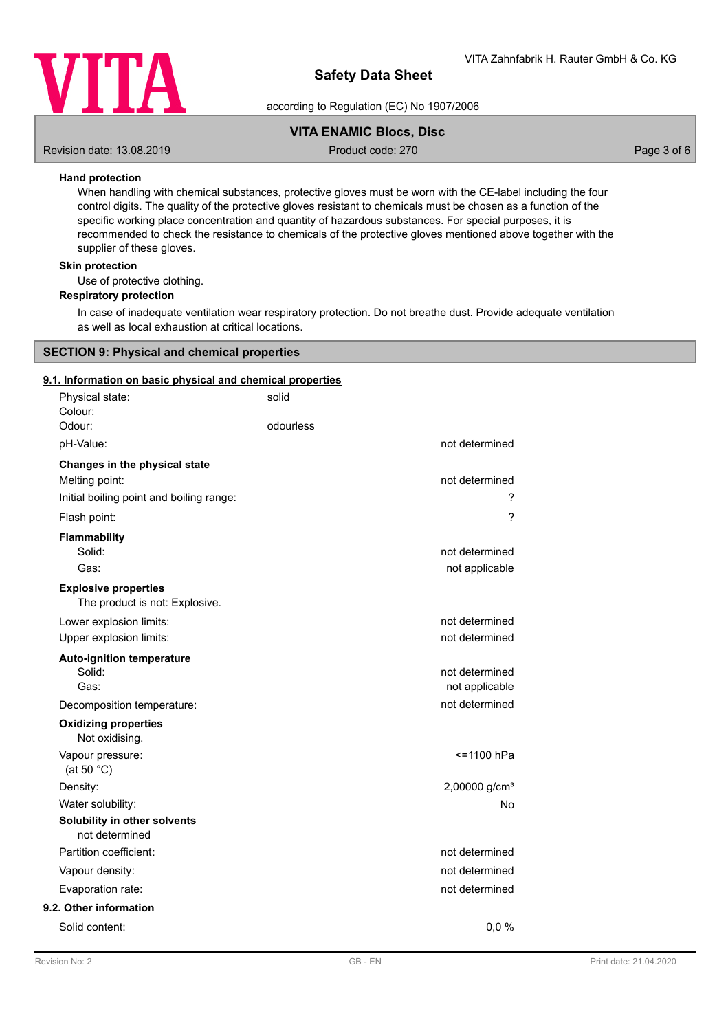**Hand protection**

When handling with chemical substances, protective gloves must be worn with the CE-label including the four control digits. The quality of the protective gloves resistant to chemicals must be chosen as a function of the specific working place concentration and quantity of hazardous substances. For special purposes, it is recommended to check the resistance to chemicals of the protective gloves mentioned above together with the supplier of these gloves.

**Skin protection**

Use of protective clothing.

**Respiratory protection**

In case of inadequate ventilation wear respiratory protection. Do not breathe dust. Provide adequate ventilation as well as local exhaustion at critical locations.

## SECTION 9: Physical and chemical properties

### 9.1. Information on basic physical and chemical properties

| | | |
|---|---|---|
| Physical state: | solid | |
| Colour: | | |
| Odour: | odourless | |
| pH-Value: | | not determined |
| **Changes in the physical state** | | |
| Melting point: | | not determined |
| Initial boiling point and boiling range: | | ? |
| Flash point: | | ? |
| **Flammability** | | |
| Solid: | | not determined |
| Gas: | | not applicable |
| **Explosive properties** | | |
| The product is not: Explosive. | | |
| Lower explosion limits: | | not determined |
| Upper explosion limits: | | not determined |
| **Auto-ignition temperature** | | |
| Solid: | | not determined |
| Gas: | | not applicable |
| Decomposition temperature: | | not determined |
| **Oxidizing properties** | | |
| Not oxidising. | | |
| Vapour pressure: (at 50 °C) | | <=1100 hPa |
| Density: | | 2,00000 g/cm³ |
| Water solubility: | | No |
| **Solubility in other solvents** | | |
| not determined | | |
| Partition coefficient: | | not determined |
| Vapour density: | | not determined |
| Evaporation rate: | | not determined |

### 9.2. Other information

| | |
|---|---|
| Solid content: | 0,0 % |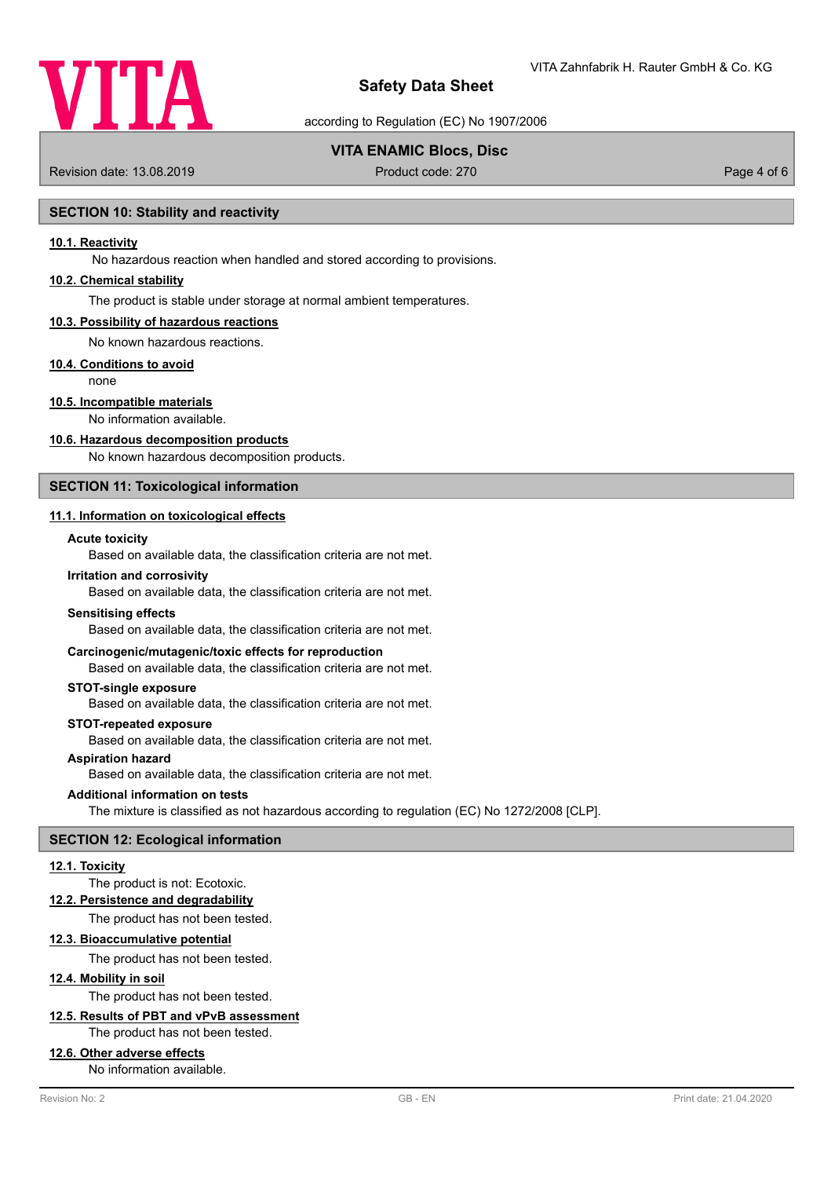## SECTION 10: Stability and reactivity

### 10.1. Reactivity

No hazardous reaction when handled and stored according to provisions.

### 10.2. Chemical stability

The product is stable under storage at normal ambient temperatures.

### 10.3. Possibility of hazardous reactions

No known hazardous reactions.

### 10.4. Conditions to avoid

none

### 10.5. Incompatible materials

No information available.

### 10.6. Hazardous decomposition products

No known hazardous decomposition products.

## SECTION 11: Toxicological information

### 11.1. Information on toxicological effects

**Acute toxicity**

Based on available data, the classification criteria are not met.

**Irritation and corrosivity**

Based on available data, the classification criteria are not met.

**Sensitising effects**

Based on available data, the classification criteria are not met.

**Carcinogenic/mutagenic/toxic effects for reproduction**

Based on available data, the classification criteria are not met.

**STOT-single exposure**

Based on available data, the classification criteria are not met.

**STOT-repeated exposure**

Based on available data, the classification criteria are not met.

**Aspiration hazard**

Based on available data, the classification criteria are not met.

**Additional information on tests**

The mixture is classified as not hazardous according to regulation (EC) No 1272/2008 [CLP].

## SECTION 12: Ecological information

### 12.1. Toxicity

The product is not: Ecotoxic.

### 12.2. Persistence and degradability

The product has not been tested.

### 12.3. Bioaccumulative potential

The product has not been tested.

### 12.4. Mobility in soil

The product has not been tested.

### 12.5. Results of PBT and vPvB assessment

The product has not been tested.

### 12.6. Other adverse effects

No information available.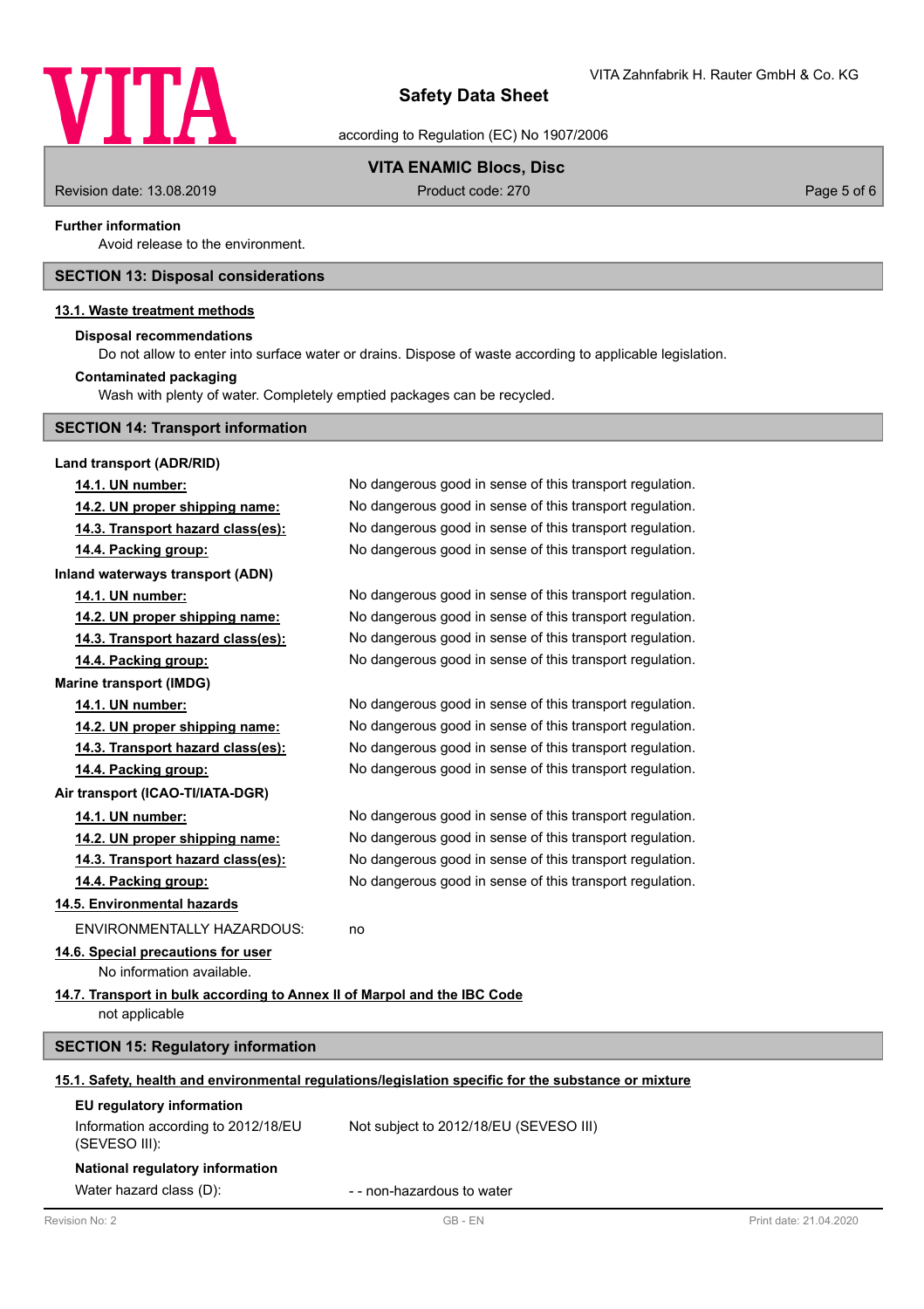**Further information**

Avoid release to the environment.

## SECTION 13: Disposal considerations

### 13.1. Waste treatment methods

**Disposal recommendations**

Do not allow to enter into surface water or drains. Dispose of waste according to applicable legislation.

**Contaminated packaging**

Wash with plenty of water. Completely emptied packages can be recycled.

## SECTION 14: Transport information

**Land transport (ADR/RID)**

| | |
|---|---|
| **14.1. UN number:** | No dangerous good in sense of this transport regulation. |
| **14.2. UN proper shipping name:** | No dangerous good in sense of this transport regulation. |
| **14.3. Transport hazard class(es):** | No dangerous good in sense of this transport regulation. |
| **14.4. Packing group:** | No dangerous good in sense of this transport regulation. |

**Inland waterways transport (ADN)**

| | |
|---|---|
| **14.1. UN number:** | No dangerous good in sense of this transport regulation. |
| **14.2. UN proper shipping name:** | No dangerous good in sense of this transport regulation. |
| **14.3. Transport hazard class(es):** | No dangerous good in sense of this transport regulation. |
| **14.4. Packing group:** | No dangerous good in sense of this transport regulation. |

**Marine transport (IMDG)**

| | |
|---|---|
| **14.1. UN number:** | No dangerous good in sense of this transport regulation. |
| **14.2. UN proper shipping name:** | No dangerous good in sense of this transport regulation. |
| **14.3. Transport hazard class(es):** | No dangerous good in sense of this transport regulation. |
| **14.4. Packing group:** | No dangerous good in sense of this transport regulation. |

**Air transport (ICAO-TI/IATA-DGR)**

| | |
|---|---|
| **14.1. UN number:** | No dangerous good in sense of this transport regulation. |
| **14.2. UN proper shipping name:** | No dangerous good in sense of this transport regulation. |
| **14.3. Transport hazard class(es):** | No dangerous good in sense of this transport regulation. |
| **14.4. Packing group:** | No dangerous good in sense of this transport regulation. |

### 14.5. Environmental hazards

ENVIRONMENTALLY HAZARDOUS: no

### 14.6. Special precautions for user

No information available.

### 14.7. Transport in bulk according to Annex II of Marpol and the IBC Code

not applicable

## SECTION 15: Regulatory information

### 15.1. Safety, health and environmental regulations/legislation specific for the substance or mixture

**EU regulatory information**

| | |
|---|---|
| Information according to 2012/18/EU (SEVESO III): | Not subject to 2012/18/EU (SEVESO III) |

**National regulatory information**

| | |
|---|---|
| Water hazard class (D): | - - non-hazardous to water |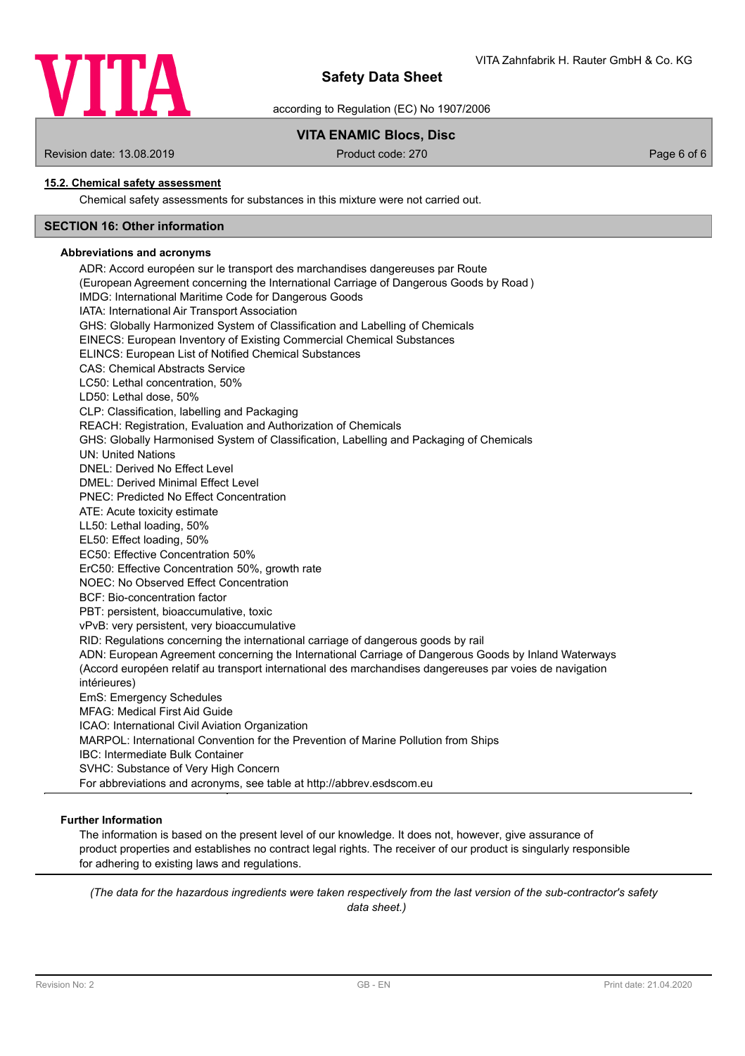### 15.2. Chemical safety assessment

Chemical safety assessments for substances in this mixture were not carried out.

## SECTION 16: Other information

**Abbreviations and acronyms**

ADR: Accord européen sur le transport des marchandises dangereuses par Route
(European Agreement concerning the International Carriage of Dangerous Goods by Road )
IMDG: International Maritime Code for Dangerous Goods
IATA: International Air Transport Association
GHS: Globally Harmonized System of Classification and Labelling of Chemicals
EINECS: European Inventory of Existing Commercial Chemical Substances
ELINCS: European List of Notified Chemical Substances
CAS: Chemical Abstracts Service
LC50: Lethal concentration, 50%
LD50: Lethal dose, 50%
CLP: Classification, labelling and Packaging
REACH: Registration, Evaluation and Authorization of Chemicals
GHS: Globally Harmonised System of Classification, Labelling and Packaging of Chemicals
UN: United Nations
DNEL: Derived No Effect Level
DMEL: Derived Minimal Effect Level
PNEC: Predicted No Effect Concentration
ATE: Acute toxicity estimate
LL50: Lethal loading, 50%
EL50: Effect loading, 50%
EC50: Effective Concentration 50%
ErC50: Effective Concentration 50%, growth rate
NOEC: No Observed Effect Concentration
BCF: Bio-concentration factor
PBT: persistent, bioaccumulative, toxic
vPvB: very persistent, very bioaccumulative
RID: Regulations concerning the international carriage of dangerous goods by rail
ADN: European Agreement concerning the International Carriage of Dangerous Goods by Inland Waterways
(Accord européen relatif au transport international des marchandises dangereuses par voies de navigation intérieures)
EmS: Emergency Schedules
MFAG: Medical First Aid Guide
ICAO: International Civil Aviation Organization
MARPOL: International Convention for the Prevention of Marine Pollution from Ships
IBC: Intermediate Bulk Container
SVHC: Substance of Very High Concern
For abbreviations and acronyms, see table at http://abbrev.esdscom.eu

**Further Information**

The information is based on the present level of our knowledge. It does not, however, give assurance of product properties and establishes no contract legal rights. The receiver of our product is singularly responsible for adhering to existing laws and regulations.

*(The data for the hazardous ingredients were taken respectively from the last version of the sub-contractor's safety data sheet.)*